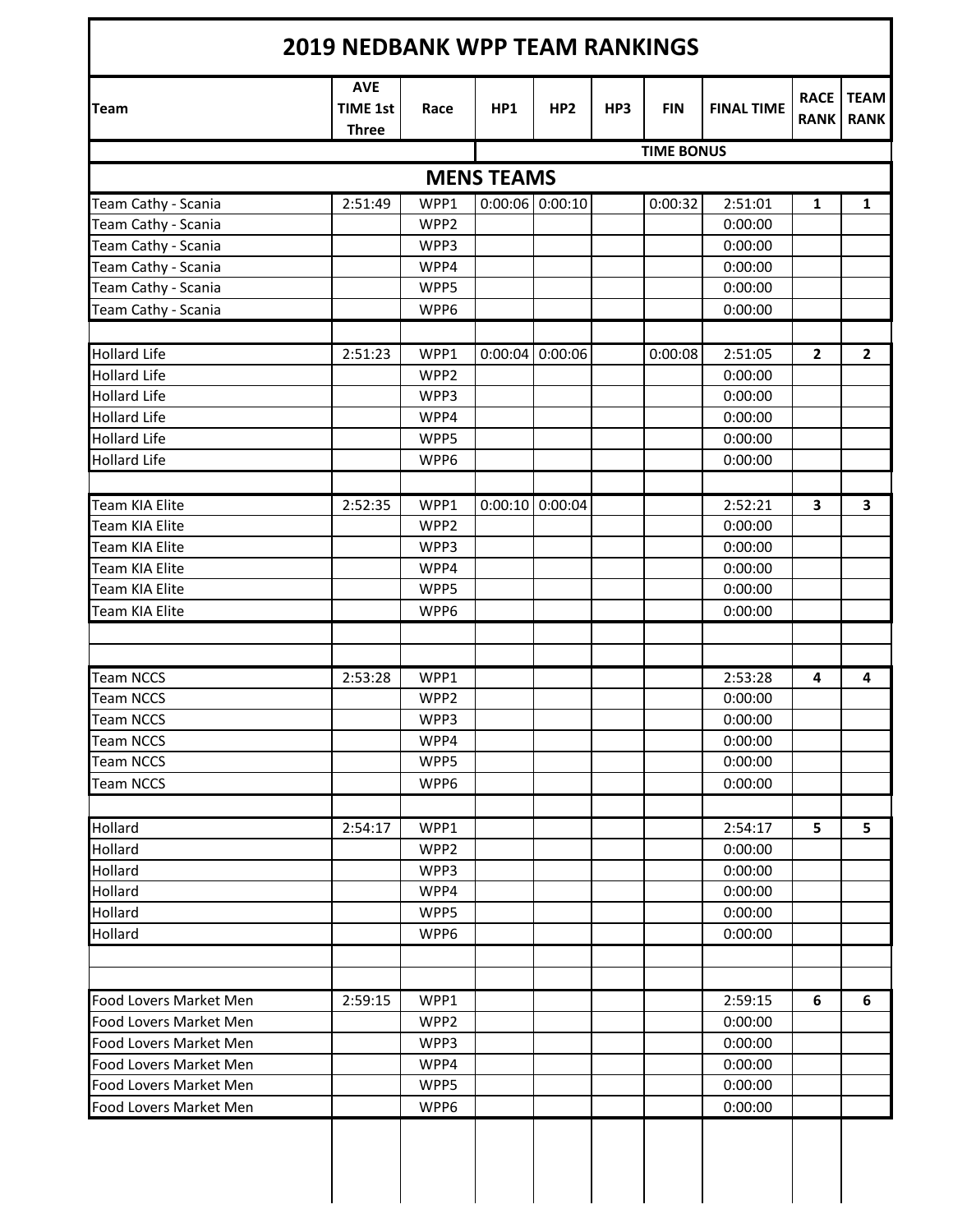# 2019 NEDBANK WPP TEAM RANKINGS

| Team | AVE TIME 1st Three | Race | HP1 | HP2 | HP3 | FIN | FINAL TIME | RACE RANK | TEAM RANK |
|---|---|---|---|---|---|---|---|---|---|
| | | | TIME BONUS | | | | | | |
| **MENS TEAMS** | | | | | | | | | |
| Team Cathy - Scania | 2:51:49 | WPP1 | 0:00:06 | 0:00:10 | | 0:00:32 | 2:51:01 | **1** | **1** |
| Team Cathy - Scania | | WPP2 | | | | | 0:00:00 | | |
| Team Cathy - Scania | | WPP3 | | | | | 0:00:00 | | |
| Team Cathy - Scania | | WPP4 | | | | | 0:00:00 | | |
| Team Cathy - Scania | | WPP5 | | | | | 0:00:00 | | |
| Team Cathy - Scania | | WPP6 | | | | | 0:00:00 | | |
| | | | | | | | | | |
| Hollard Life | 2:51:23 | WPP1 | 0:00:04 | 0:00:06 | | 0:00:08 | 2:51:05 | **2** | **2** |
| Hollard Life | | WPP2 | | | | | 0:00:00 | | |
| Hollard Life | | WPP3 | | | | | 0:00:00 | | |
| Hollard Life | | WPP4 | | | | | 0:00:00 | | |
| Hollard Life | | WPP5 | | | | | 0:00:00 | | |
| Hollard Life | | WPP6 | | | | | 0:00:00 | | |
| | | | | | | | | | |
| Team KIA Elite | 2:52:35 | WPP1 | 0:00:10 | 0:00:04 | | | 2:52:21 | **3** | **3** |
| Team KIA Elite | | WPP2 | | | | | 0:00:00 | | |
| Team KIA Elite | | WPP3 | | | | | 0:00:00 | | |
| Team KIA Elite | | WPP4 | | | | | 0:00:00 | | |
| Team KIA Elite | | WPP5 | | | | | 0:00:00 | | |
| Team KIA Elite | | WPP6 | | | | | 0:00:00 | | |
| | | | | | | | | | |
| | | | | | | | | | |
| Team NCCS | 2:53:28 | WPP1 | | | | | 2:53:28 | **4** | **4** |
| Team NCCS | | WPP2 | | | | | 0:00:00 | | |
| Team NCCS | | WPP3 | | | | | 0:00:00 | | |
| Team NCCS | | WPP4 | | | | | 0:00:00 | | |
| Team NCCS | | WPP5 | | | | | 0:00:00 | | |
| Team NCCS | | WPP6 | | | | | 0:00:00 | | |
| | | | | | | | | | |
| Hollard | 2:54:17 | WPP1 | | | | | 2:54:17 | **5** | **5** |
| Hollard | | WPP2 | | | | | 0:00:00 | | |
| Hollard | | WPP3 | | | | | 0:00:00 | | |
| Hollard | | WPP4 | | | | | 0:00:00 | | |
| Hollard | | WPP5 | | | | | 0:00:00 | | |
| Hollard | | WPP6 | | | | | 0:00:00 | | |
| | | | | | | | | | |
| | | | | | | | | | |
| Food Lovers Market Men | 2:59:15 | WPP1 | | | | | 2:59:15 | **6** | **6** |
| Food Lovers Market Men | | WPP2 | | | | | 0:00:00 | | |
| Food Lovers Market Men | | WPP3 | | | | | 0:00:00 | | |
| Food Lovers Market Men | | WPP4 | | | | | 0:00:00 | | |
| Food Lovers Market Men | | WPP5 | | | | | 0:00:00 | | |
| Food Lovers Market Men | | WPP6 | | | | | 0:00:00 | | |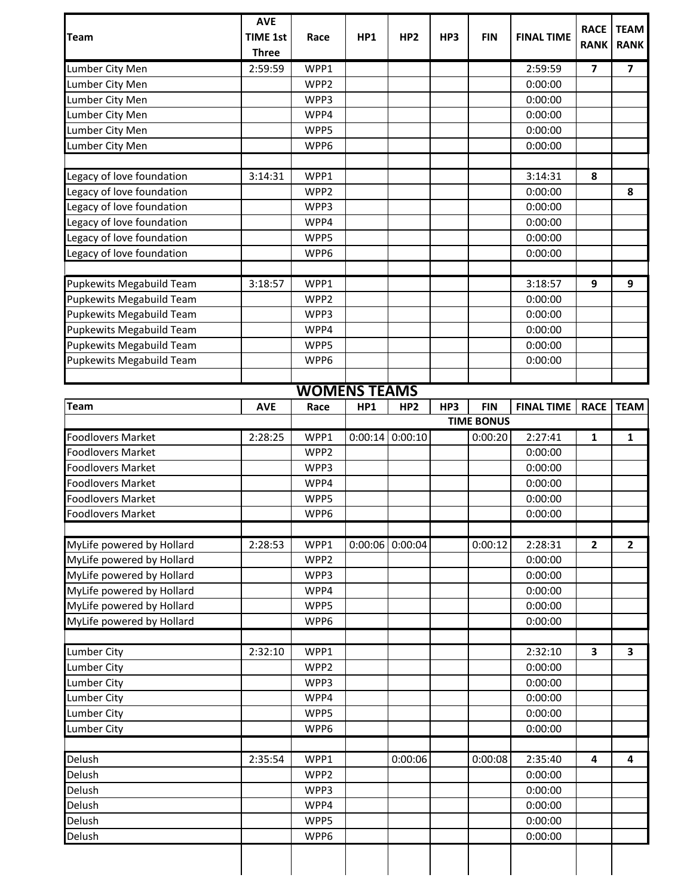| Team | AVE TIME 1st Three | Race | HP1 | HP2 | HP3 | FIN | FINAL TIME | RACE RANK | TEAM RANK |
|---|---|---|---|---|---|---|---|---|---|
| Lumber City Men | 2:59:59 | WPP1 | | | | | 2:59:59 | **7** | **7** |
| Lumber City Men | | WPP2 | | | | | 0:00:00 | | |
| Lumber City Men | | WPP3 | | | | | 0:00:00 | | |
| Lumber City Men | | WPP4 | | | | | 0:00:00 | | |
| Lumber City Men | | WPP5 | | | | | 0:00:00 | | |
| Lumber City Men | | WPP6 | | | | | 0:00:00 | | |
| | | | | | | | | | |
| Legacy of love foundation | 3:14:31 | WPP1 | | | | | 3:14:31 | **8** | |
| Legacy of love foundation | | WPP2 | | | | | 0:00:00 | | **8** |
| Legacy of love foundation | | WPP3 | | | | | 0:00:00 | | |
| Legacy of love foundation | | WPP4 | | | | | 0:00:00 | | |
| Legacy of love foundation | | WPP5 | | | | | 0:00:00 | | |
| Legacy of love foundation | | WPP6 | | | | | 0:00:00 | | |
| | | | | | | | | | |
| Pupkewits Megabuild Team | 3:18:57 | WPP1 | | | | | 3:18:57 | **9** | **9** |
| Pupkewits Megabuild Team | | WPP2 | | | | | 0:00:00 | | |
| Pupkewits Megabuild Team | | WPP3 | | | | | 0:00:00 | | |
| Pupkewits Megabuild Team | | WPP4 | | | | | 0:00:00 | | |
| Pupkewits Megabuild Team | | WPP5 | | | | | 0:00:00 | | |
| Pupkewits Megabuild Team | | WPP6 | | | | | 0:00:00 | | |

## WOMENS TEAMS

| Team | AVE | Race | HP1 | HP2 | HP3 | FIN | FINAL TIME | RACE | TEAM |
|---|---|---|---|---|---|---|---|---|---|
| | | | TIME BONUS | | | | | | |
| Foodlovers Market | 2:28:25 | WPP1 | 0:00:14 | 0:00:10 | | 0:00:20 | 2:27:41 | **1** | **1** |
| Foodlovers Market | | WPP2 | | | | | 0:00:00 | | |
| Foodlovers Market | | WPP3 | | | | | 0:00:00 | | |
| Foodlovers Market | | WPP4 | | | | | 0:00:00 | | |
| Foodlovers Market | | WPP5 | | | | | 0:00:00 | | |
| Foodlovers Market | | WPP6 | | | | | 0:00:00 | | |
| | | | | | | | | | |
| MyLife powered by Hollard | 2:28:53 | WPP1 | 0:00:06 | 0:00:04 | | 0:00:12 | 2:28:31 | **2** | **2** |
| MyLife powered by Hollard | | WPP2 | | | | | 0:00:00 | | |
| MyLife powered by Hollard | | WPP3 | | | | | 0:00:00 | | |
| MyLife powered by Hollard | | WPP4 | | | | | 0:00:00 | | |
| MyLife powered by Hollard | | WPP5 | | | | | 0:00:00 | | |
| MyLife powered by Hollard | | WPP6 | | | | | 0:00:00 | | |
| | | | | | | | | | |
| Lumber City | 2:32:10 | WPP1 | | | | | 2:32:10 | **3** | **3** |
| Lumber City | | WPP2 | | | | | 0:00:00 | | |
| Lumber City | | WPP3 | | | | | 0:00:00 | | |
| Lumber City | | WPP4 | | | | | 0:00:00 | | |
| Lumber City | | WPP5 | | | | | 0:00:00 | | |
| Lumber City | | WPP6 | | | | | 0:00:00 | | |
| | | | | | | | | | |
| Delush | 2:35:54 | WPP1 | | 0:00:06 | | 0:00:08 | 2:35:40 | **4** | **4** |
| Delush | | WPP2 | | | | | 0:00:00 | | |
| Delush | | WPP3 | | | | | 0:00:00 | | |
| Delush | | WPP4 | | | | | 0:00:00 | | |
| Delush | | WPP5 | | | | | 0:00:00 | | |
| Delush | | WPP6 | | | | | 0:00:00 | | |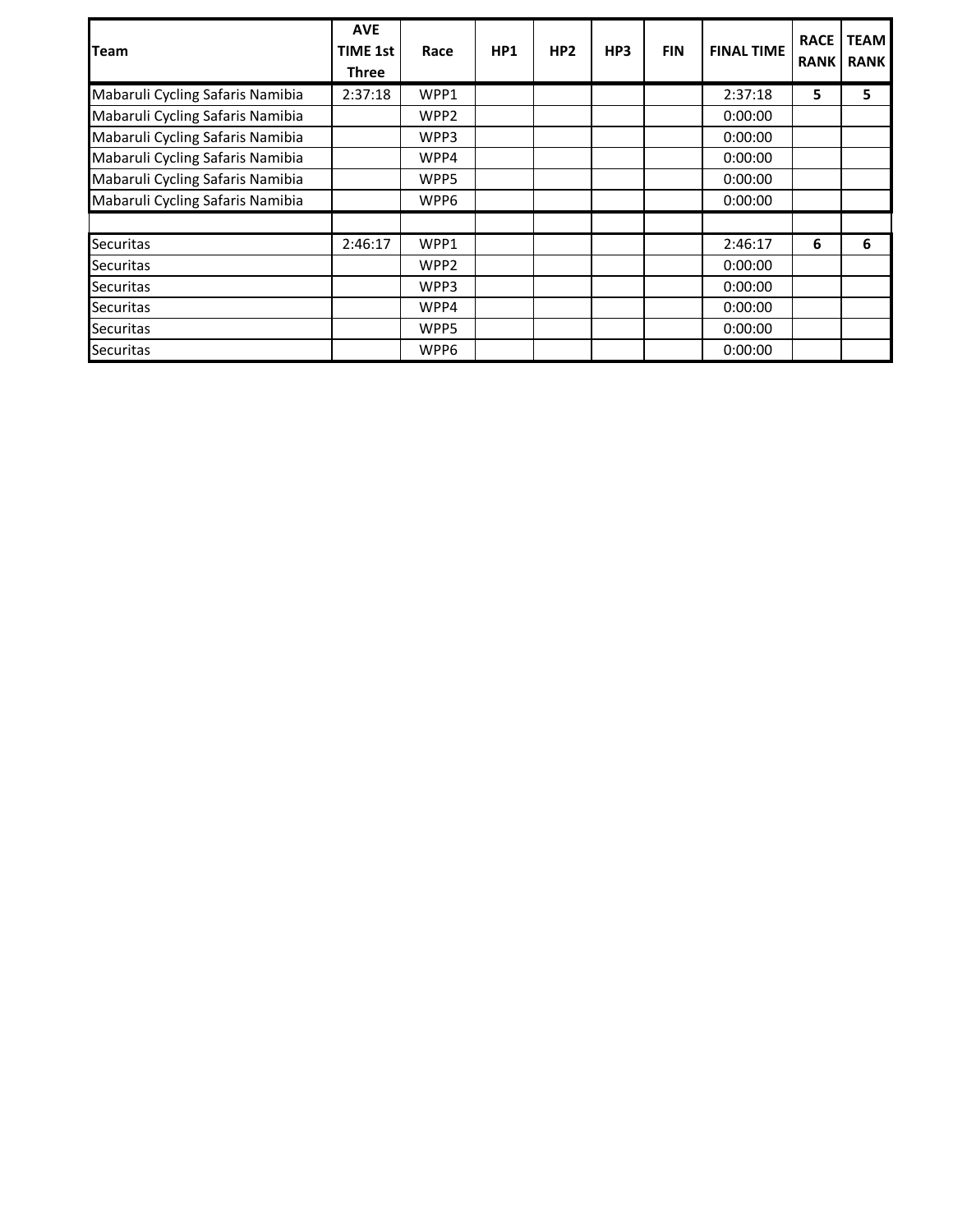| Team | AVE TIME 1st Three | Race | HP1 | HP2 | HP3 | FIN | FINAL TIME | RACE RANK | TEAM RANK |
|---|---|---|---|---|---|---|---|---|---|
| Mabaruli Cycling Safaris Namibia | 2:37:18 | WPP1 | | | | | 2:37:18 | **5** | **5** |
| Mabaruli Cycling Safaris Namibia | | WPP2 | | | | | 0:00:00 | | |
| Mabaruli Cycling Safaris Namibia | | WPP3 | | | | | 0:00:00 | | |
| Mabaruli Cycling Safaris Namibia | | WPP4 | | | | | 0:00:00 | | |
| Mabaruli Cycling Safaris Namibia | | WPP5 | | | | | 0:00:00 | | |
| Mabaruli Cycling Safaris Namibia | | WPP6 | | | | | 0:00:00 | | |
| | | | | | | | | | |
| Securitas | 2:46:17 | WPP1 | | | | | 2:46:17 | **6** | **6** |
| Securitas | | WPP2 | | | | | 0:00:00 | | |
| Securitas | | WPP3 | | | | | 0:00:00 | | |
| Securitas | | WPP4 | | | | | 0:00:00 | | |
| Securitas | | WPP5 | | | | | 0:00:00 | | |
| Securitas | | WPP6 | | | | | 0:00:00 | | |